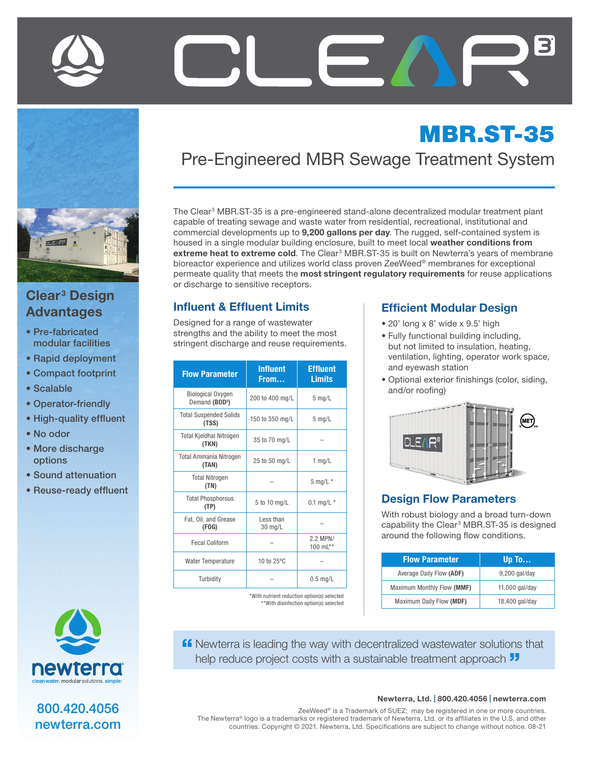# CLEAR[3]

# MBR.ST-35

## Pre-Engineered MBR Sewage Treatment System

The Clear[3] MBR.ST-35 is a pre-engineered stand-alone decentralized modular treatment plant capable of treating sewage and waste water from residential, recreational, institutional and commercial developments up to **9,200 gallons per day**. The rugged, self-contained system is housed in a single modular building enclosure, built to meet local **weather conditions from extreme heat to extreme cold**. The Clear[3] MBR.ST-35 is built on Newterra's years of membrane bioreactor experience and utilizes world class proven ZeeWeed® membranes for exceptional permeate quality that meets the **most stringent regulatory requirements** for reuse applications or discharge to sensitive receptors.

### Clear[3] Design Advantages

- Pre-fabricated modular facilities
- Rapid deployment
- Compact footprint
- Scalable
- Operator-friendly
- High-quality effluent
- No odor
- More discharge options
- Sound attenuation
- Reuse-ready effluent

### Influent & Effluent Limits

Designed for a range of wastewater strengths and the ability to meet the most stringent discharge and reuse requirements.

| Flow Parameter | Influent From… | Effluent Limits |
|---|---|---|
| Biological Oxygen Demand (**$BOD^5$**) | 200 to 400 mg/L | 5 mg/L |
| Total Suspended Solids (**TSS**) | 150 to 350 mg/L | 5 mg/L |
| Total Kjeldhal Nitrogen (**TKN**) | 35 to 70 mg/L | – |
| Total Ammania Nitrogen (**TAN**) | 25 to 50 mg/L | 1 mg/L |
| Total Nitrogen (**TN**) | – | 5 mg/L * |
| Total Phosphorous (**TP**) | 5 to 10 mg/L | 0.1 mg/L * |
| Fat, Oil, and Grease (**FOG**) | Less than 30 mg/L | – |
| Fecal Coliform | – | 2.2 MPN/ 100 mL** |
| Water Temperature | 10 to 25°C | – |
| Turbidity | – | 0.5 mg/L |

*With nutrient reduction option(s) selected
**With disinfection option(s) selected

### Efficient Modular Design

- 20' long x 8' wide x 9.5' high
- Fully functional building including, but not limited to insulation, heating, ventilation, lighting, operator work space, and eyewash station
- Optional exterior finishings (color, siding, and/or roofing)

### Design Flow Parameters

With robust biology and a broad turn-down capability the Clear[3] MBR.ST-35 is designed around the following flow conditions.

| Flow Parameter | Up To… |
|---|---|
| Average Daily Flow (**ADF**) | 9,200 gal/day |
| Maximum Monthly Flow (**MMF**) | 11,000 gal/day |
| Maximum Daily Flow (**MDF**) | 18,400 gal/day |

> "Newterra is leading the way with decentralized wastewater solutions that help reduce project costs with a sustainable treatment approach"

newterra
clean water. modular solutions. *simple.*

800.420.4056
newterra.com

**Newterra, Ltd. | 800.420.4056 | newterra.com**

ZeeWeed® is a Trademark of SUEZ; may be registered in one or more countries.
The Newterra® logo is a trademarks or registered trademark of Newterra, Ltd. or its affiliates in the U.S. and other countries. Copyright © 2021. Newterra, Ltd. Specifications are subject to change without notice. 08-21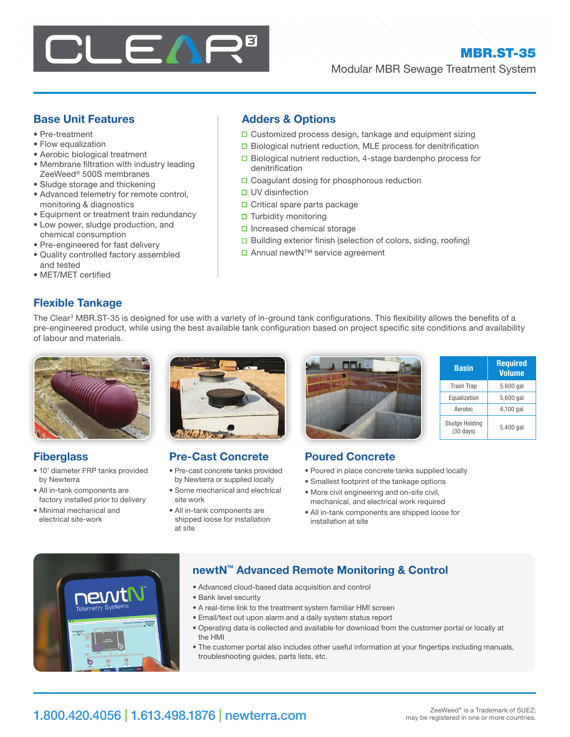# CLEAR³

## MBR.ST-35

Modular MBR Sewage Treatment System

## Base Unit Features

- Pre-treatment
- Flow equalization
- Aerobic biological treatment
- Membrane filtration with industry leading ZeeWeed® 500S membranes
- Sludge storage and thickening
- Advanced telemetry for remote control, monitoring & diagnostics
- Equipment or treatment train redundancy
- Low power, sludge production, and chemical consumption
- Pre-engineered for fast delivery
- Quality controlled factory assembled and tested
- MET/MET certified

## Adders & Options

- ☐ Customized process design, tankage and equipment sizing
- ☐ Biological nutrient reduction, MLE process for denitrification
- ☐ Biological nutrient reduction, 4-stage bardenpho process for denitrification
- ☐ Coagulant dosing for phosphorous reduction
- ☐ UV disinfection
- ☐ Critical spare parts package
- ☐ Turbidity monitoring
- ☐ Increased chemical storage
- ☐ Building exterior finish (selection of colors, siding, roofing)
- ☐ Annual newtN™ service agreement

## Flexible Tankage

The Clear³ MBR.ST-35 is designed for use with a variety of in-ground tank configurations. This flexibility allows the benefits of a pre-engineered product, while using the best available tank configuration based on project specific site conditions and availability of labour and materials.

| Basin | Required Volume |
|---|---|
| Trash Trap | 5,600 gal |
| Equalization | 5,600 gal |
| Aerobic | 6,100 gal |
| Sludge Holding (30 days) | 5,400 gal |

### Fiberglass

- 10' diameter FRP tanks provided by Newterra
- All in-tank components are factory installed prior to delivery
- Minimal mechanical and electrical site-work

### Pre-Cast Concrete

- Pre-cast concrete tanks provided by Newterra or supplied locally
- Some mechanical and electrical site work
- All in-tank components are shipped loose for installation at site

### Poured Concrete

- Poured in place concrete tanks supplied locally
- Smallest footprint of the tankage options
- More civil engineering and on-site civil, mechanical, and electrical work required
- All in-tank components are shipped loose for installation at site

## newtN™ Advanced Remote Monitoring & Control

- Advanced cloud-based data acquisition and control
- Bank level security
- A real-time link to the treatment system familiar HMI screen
- Email/text out upon alarm and a daily system status report
- Operating data is collected and available for download from the customer portal or locally at the HMI
- The customer portal also includes other useful information at your fingertips including manuals, troubleshooting guides, parts lists, etc.

1.800.420.4056 | 1.613.498.1876 | newterra.com

ZeeWeed® is a Trademark of SUEZ; may be registered in one or more countries.